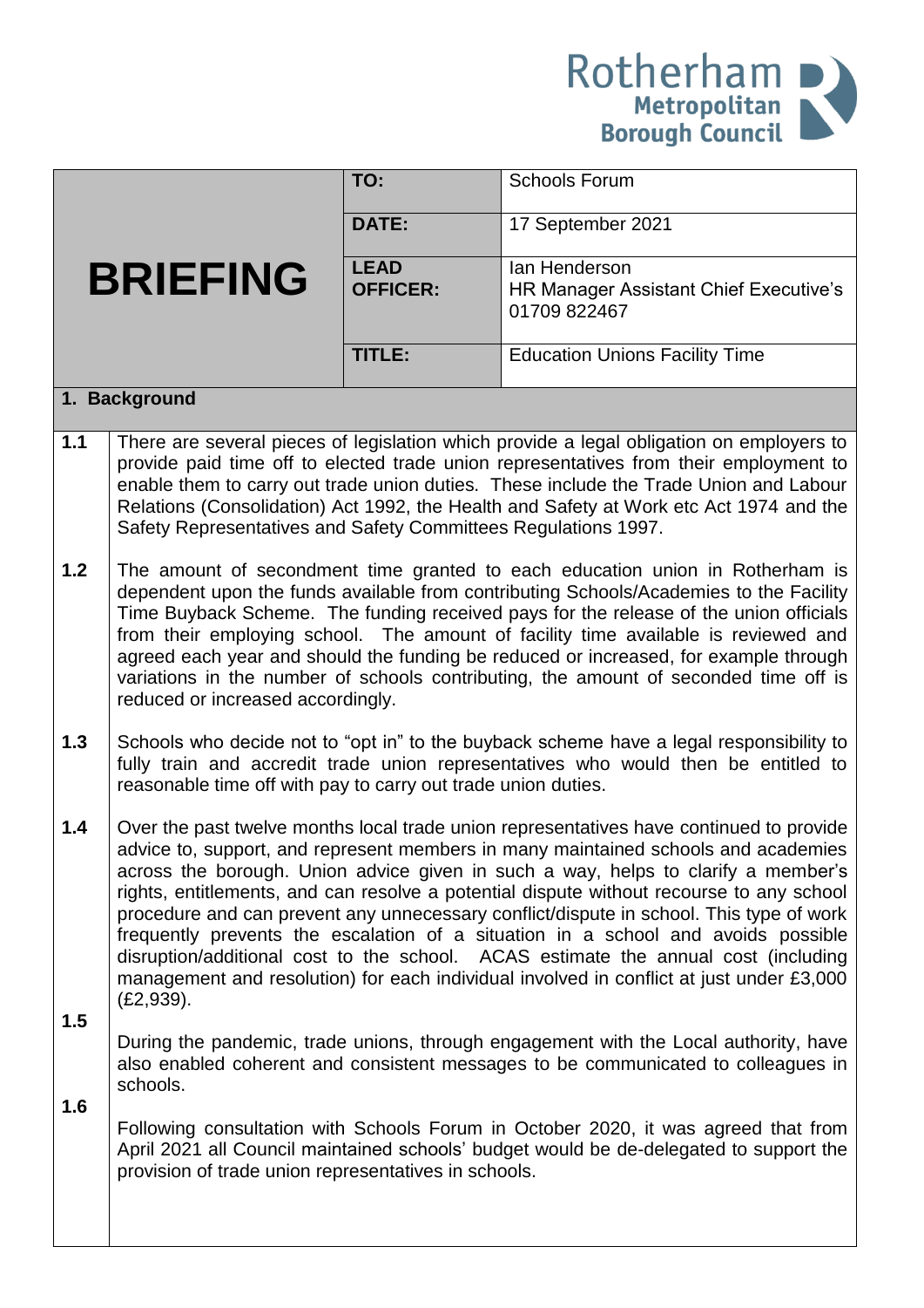Rotherham Metropolitan Borough Council

| BRIEFING | | |
|---|---|---|
| | **TO:** | Schools Forum |
| | **DATE:** | 17 September 2021 |
| | **LEAD OFFICER:** | Ian Henderson<br>HR Manager Assistant Chief Executive's<br>01709 822467 |
| | **TITLE:** | Education Unions Facility Time |

## 1. Background

**1.1** There are several pieces of legislation which provide a legal obligation on employers to provide paid time off to elected trade union representatives from their employment to enable them to carry out trade union duties. These include the Trade Union and Labour Relations (Consolidation) Act 1992, the Health and Safety at Work etc Act 1974 and the Safety Representatives and Safety Committees Regulations 1997.

**1.2** The amount of secondment time granted to each education union in Rotherham is dependent upon the funds available from contributing Schools/Academies to the Facility Time Buyback Scheme. The funding received pays for the release of the union officials from their employing school. The amount of facility time available is reviewed and agreed each year and should the funding be reduced or increased, for example through variations in the number of schools contributing, the amount of seconded time off is reduced or increased accordingly.

**1.3** Schools who decide not to "opt in" to the buyback scheme have a legal responsibility to fully train and accredit trade union representatives who would then be entitled to reasonable time off with pay to carry out trade union duties.

**1.4** Over the past twelve months local trade union representatives have continued to provide advice to, support, and represent members in many maintained schools and academies across the borough. Union advice given in such a way, helps to clarify a member's rights, entitlements, and can resolve a potential dispute without recourse to any school procedure and can prevent any unnecessary conflict/dispute in school. This type of work frequently prevents the escalation of a situation in a school and avoids possible disruption/additional cost to the school. ACAS estimate the annual cost (including management and resolution) for each individual involved in conflict at just under £3,000 (£2,939).

**1.5** During the pandemic, trade unions, through engagement with the Local authority, have also enabled coherent and consistent messages to be communicated to colleagues in schools.

**1.6** Following consultation with Schools Forum in October 2020, it was agreed that from April 2021 all Council maintained schools' budget would be de-delegated to support the provision of trade union representatives in schools.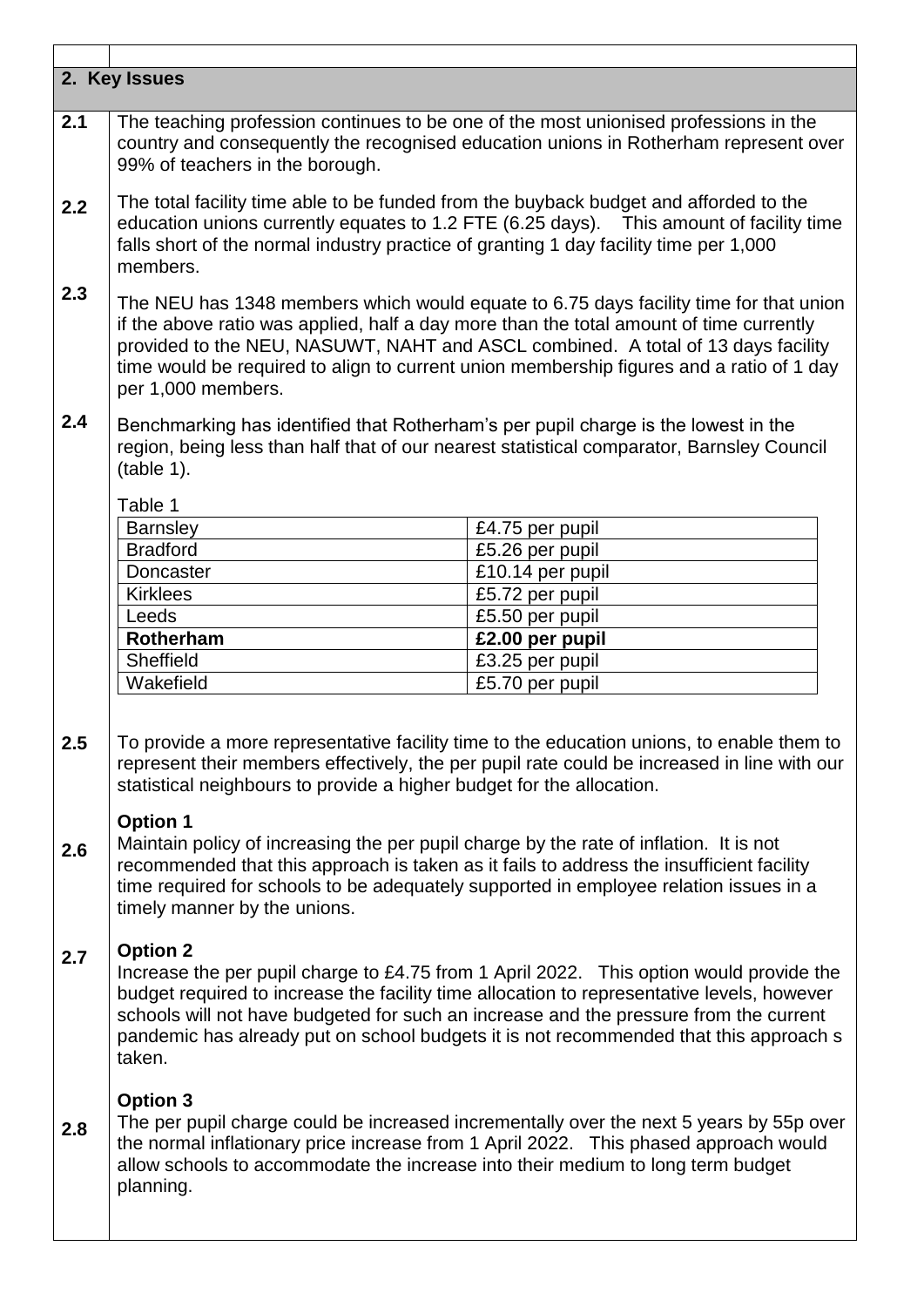## 2. Key Issues

**2.1** The teaching profession continues to be one of the most unionised professions in the country and consequently the recognised education unions in Rotherham represent over 99% of teachers in the borough.

**2.2** The total facility time able to be funded from the buyback budget and afforded to the education unions currently equates to 1.2 FTE (6.25 days). This amount of facility time falls short of the normal industry practice of granting 1 day facility time per 1,000 members.

**2.3** The NEU has 1348 members which would equate to 6.75 days facility time for that union if the above ratio was applied, half a day more than the total amount of time currently provided to the NEU, NASUWT, NAHT and ASCL combined. A total of 13 days facility time would be required to align to current union membership figures and a ratio of 1 day per 1,000 members.

**2.4** Benchmarking has identified that Rotherham's per pupil charge is the lowest in the region, being less than half that of our nearest statistical comparator, Barnsley Council (table 1).

Table 1

| | |
|---|---|
| Barnsley | £4.75 per pupil |
| Bradford | £5.26 per pupil |
| Doncaster | £10.14 per pupil |
| Kirklees | £5.72 per pupil |
| Leeds | £5.50 per pupil |
| **Rotherham** | **£2.00 per pupil** |
| Sheffield | £3.25 per pupil |
| Wakefield | £5.70 per pupil |

**2.5** To provide a more representative facility time to the education unions, to enable them to represent their members effectively, the per pupil rate could be increased in line with our statistical neighbours to provide a higher budget for the allocation.

**2.6** **Option 1**
Maintain policy of increasing the per pupil charge by the rate of inflation. It is not recommended that this approach is taken as it fails to address the insufficient facility time required for schools to be adequately supported in employee relation issues in a timely manner by the unions.

**2.7** **Option 2**
Increase the per pupil charge to £4.75 from 1 April 2022. This option would provide the budget required to increase the facility time allocation to representative levels, however schools will not have budgeted for such an increase and the pressure from the current pandemic has already put on school budgets it is not recommended that this approach s taken.

**2.8** **Option 3**
The per pupil charge could be increased incrementally over the next 5 years by 55p over the normal inflationary price increase from 1 April 2022. This phased approach would allow schools to accommodate the increase into their medium to long term budget planning.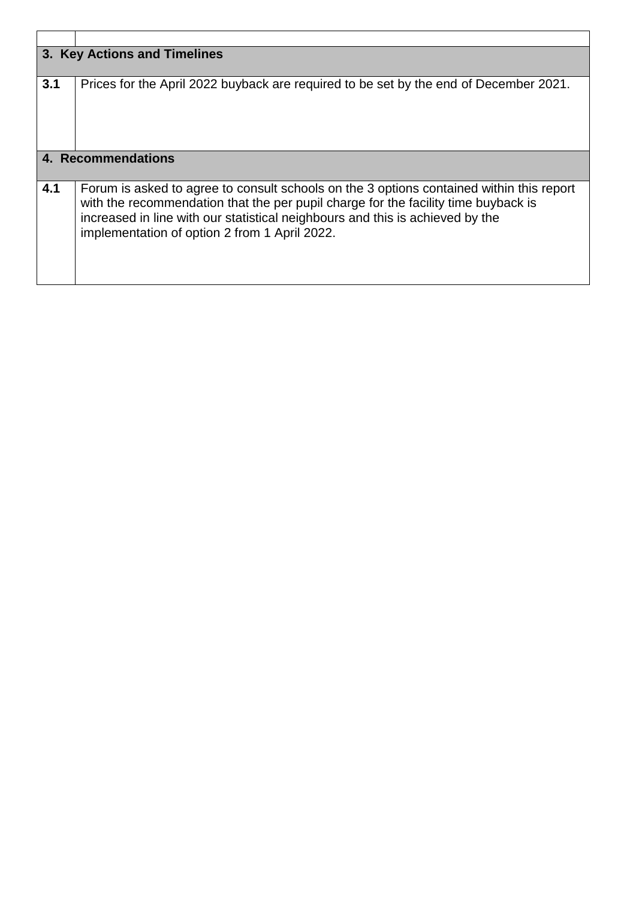| | |
|---|---|
| **3. Key Actions and Timelines** | |
| **3.1** | Prices for the April 2022 buyback are required to be set by the end of December 2021. |
| **4. Recommendations** | |
| **4.1** | Forum is asked to agree to consult schools on the 3 options contained within this report with the recommendation that the per pupil charge for the facility time buyback is increased in line with our statistical neighbours and this is achieved by the implementation of option 2 from 1 April 2022. |